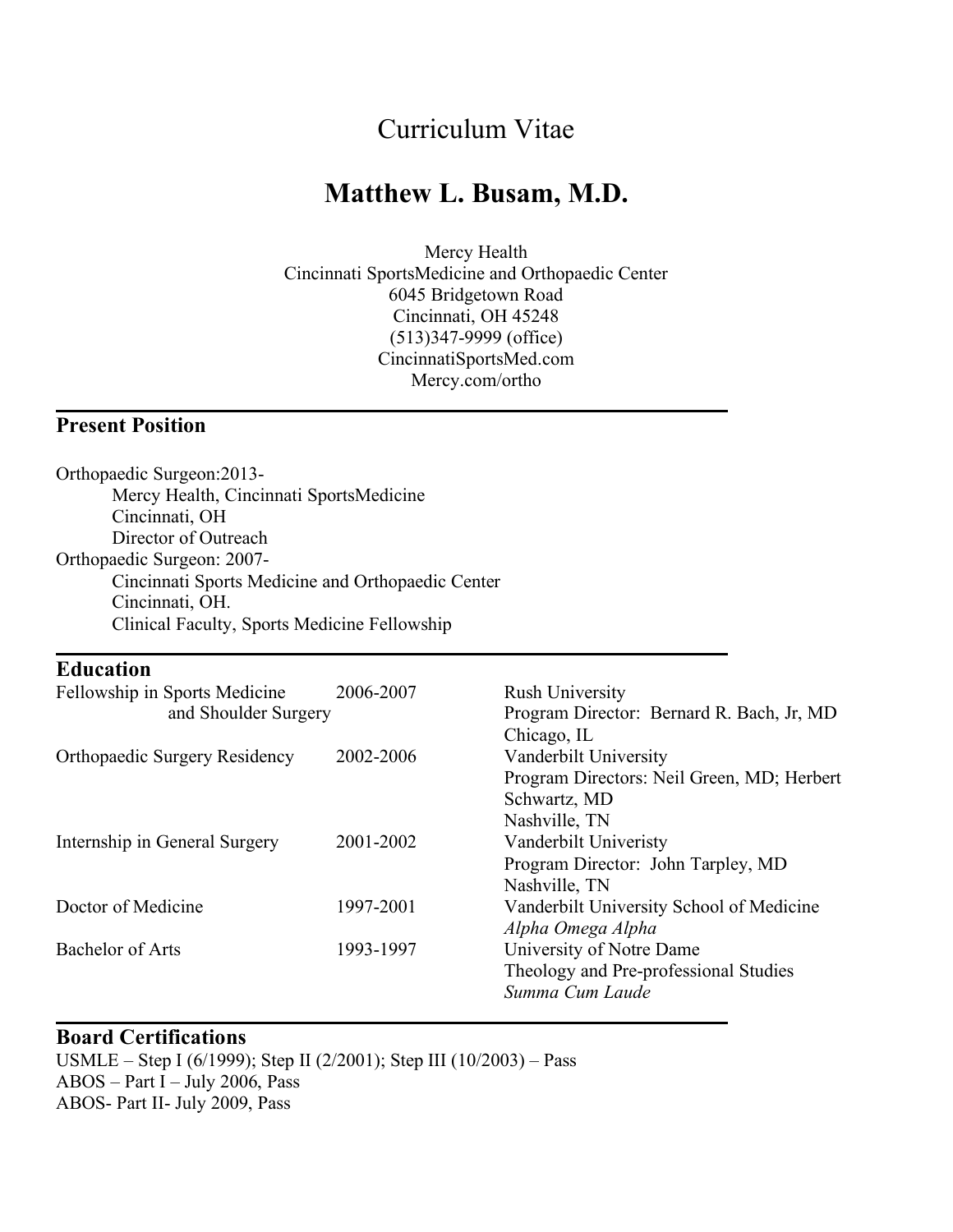# Curriculum Vitae

## Matthew L. Busam, M.D.

Mercy Health
Cincinnati SportsMedicine and Orthopaedic Center
6045 Bridgetown Road
Cincinnati, OH 45248
(513)347-9999 (office)
CincinnatiSportsMed.com
Mercy.com/ortho

---

### Present Position

Orthopaedic Surgeon:2013-
  Mercy Health, Cincinnati SportsMedicine
  Cincinnati, OH
  Director of Outreach
Orthopaedic Surgeon: 2007-
  Cincinnati Sports Medicine and Orthopaedic Center
  Cincinnati, OH.
  Clinical Faculty, Sports Medicine Fellowship

---

### Education

| | | |
|---|---|---|
| Fellowship in Sports Medicine and Shoulder Surgery | 2006-2007 | Rush University<br>Program Director: Bernard R. Bach, Jr, MD<br>Chicago, IL |
| Orthopaedic Surgery Residency | 2002-2006 | Vanderbilt University<br>Program Directors: Neil Green, MD; Herbert Schwartz, MD<br>Nashville, TN |
| Internship in General Surgery | 2001-2002 | Vanderbilt Univeristy<br>Program Director: John Tarpley, MD<br>Nashville, TN |
| Doctor of Medicine | 1997-2001 | Vanderbilt University School of Medicine<br>*Alpha Omega Alpha* |
| Bachelor of Arts | 1993-1997 | University of Notre Dame<br>Theology and Pre-professional Studies<br>*Summa Cum Laude* |

---

### Board Certifications

USMLE – Step I (6/1999); Step II (2/2001); Step III (10/2003) – Pass
ABOS – Part I – July 2006, Pass
ABOS- Part II- July 2009, Pass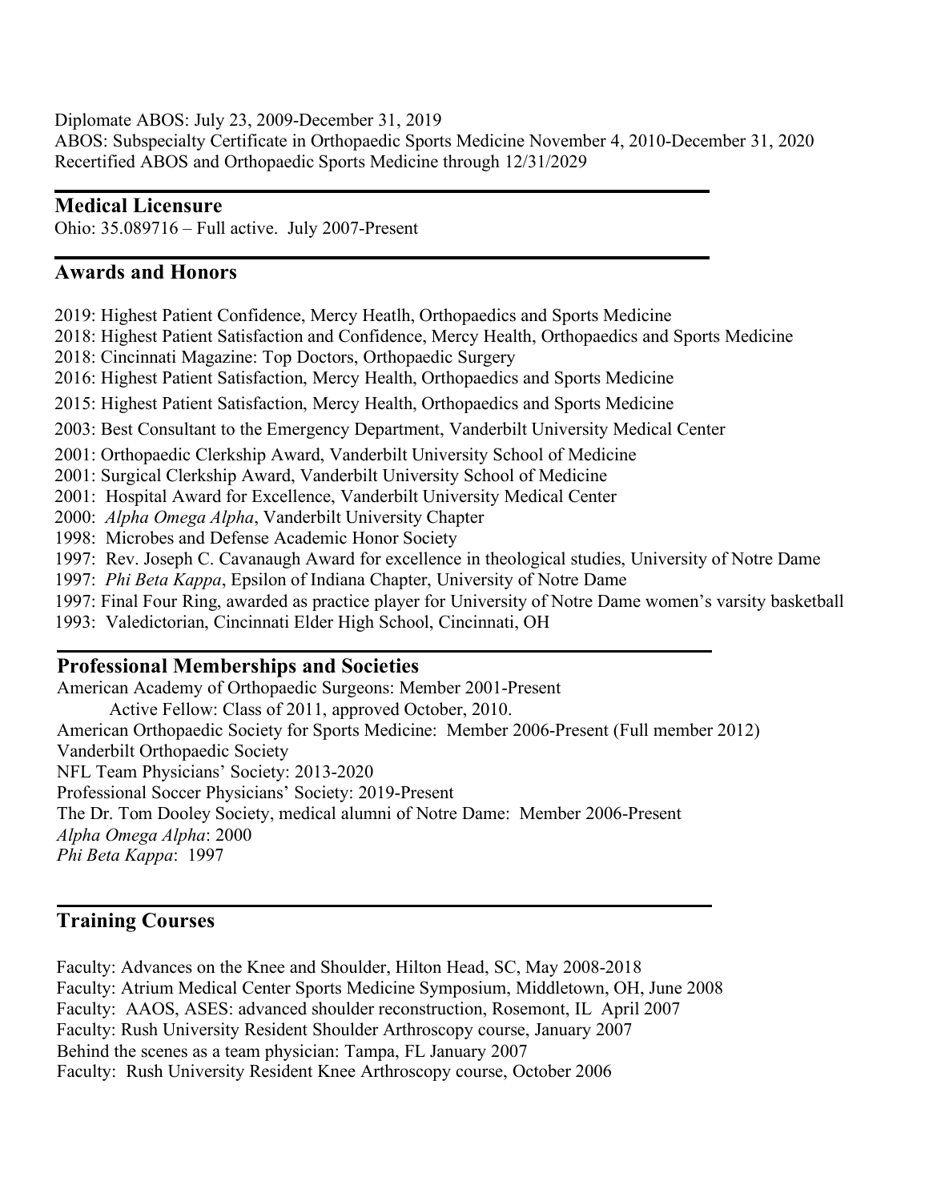Diplomate ABOS: July 23, 2009-December 31, 2019
ABOS: Subspecialty Certificate in Orthopaedic Sports Medicine November 4, 2010-December 31, 2020
Recertified ABOS and Orthopaedic Sports Medicine through 12/31/2029

## Medical Licensure

Ohio: 35.089716 – Full active. July 2007-Present

## Awards and Honors

2019: Highest Patient Confidence, Mercy Heatlh, Orthopaedics and Sports Medicine
2018: Highest Patient Satisfaction and Confidence, Mercy Health, Orthopaedics and Sports Medicine
2018: Cincinnati Magazine: Top Doctors, Orthopaedic Surgery
2016: Highest Patient Satisfaction, Mercy Health, Orthopaedics and Sports Medicine
2015: Highest Patient Satisfaction, Mercy Health, Orthopaedics and Sports Medicine
2003: Best Consultant to the Emergency Department, Vanderbilt University Medical Center
2001: Orthopaedic Clerkship Award, Vanderbilt University School of Medicine
2001: Surgical Clerkship Award, Vanderbilt University School of Medicine
2001: Hospital Award for Excellence, Vanderbilt University Medical Center
2000: *Alpha Omega Alpha*, Vanderbilt University Chapter
1998: Microbes and Defense Academic Honor Society
1997: Rev. Joseph C. Cavanaugh Award for excellence in theological studies, University of Notre Dame
1997: *Phi Beta Kappa*, Epsilon of Indiana Chapter, University of Notre Dame
1997: Final Four Ring, awarded as practice player for University of Notre Dame women's varsity basketball
1993: Valedictorian, Cincinnati Elder High School, Cincinnati, OH

## Professional Memberships and Societies

American Academy of Orthopaedic Surgeons: Member 2001-Present
    Active Fellow: Class of 2011, approved October, 2010.
American Orthopaedic Society for Sports Medicine: Member 2006-Present (Full member 2012)
Vanderbilt Orthopaedic Society
NFL Team Physicians' Society: 2013-2020
Professional Soccer Physicians' Society: 2019-Present
The Dr. Tom Dooley Society, medical alumni of Notre Dame: Member 2006-Present
*Alpha Omega Alpha*: 2000
*Phi Beta Kappa*: 1997

## Training Courses

Faculty: Advances on the Knee and Shoulder, Hilton Head, SC, May 2008-2018
Faculty: Atrium Medical Center Sports Medicine Symposium, Middletown, OH, June 2008
Faculty: AAOS, ASES: advanced shoulder reconstruction, Rosemont, IL April 2007
Faculty: Rush University Resident Shoulder Arthroscopy course, January 2007
Behind the scenes as a team physician: Tampa, FL January 2007
Faculty: Rush University Resident Knee Arthroscopy course, October 2006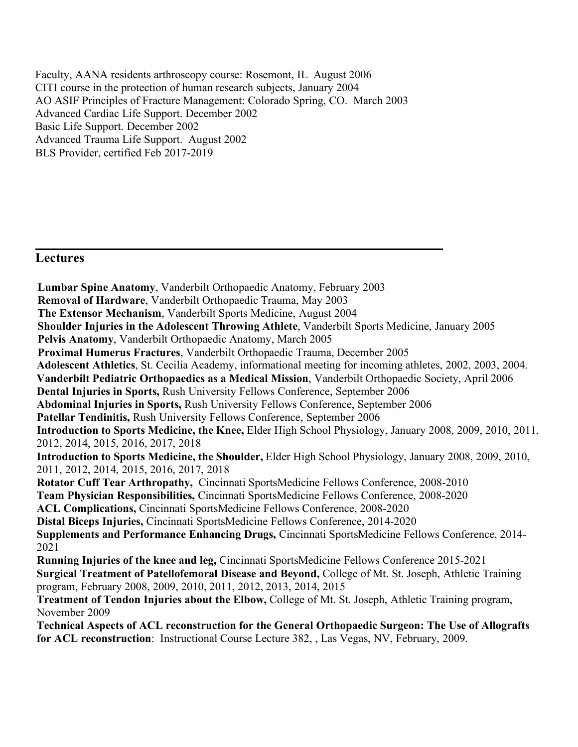Faculty, AANA residents arthroscopy course: Rosemont, IL August 2006
CITI course in the protection of human research subjects, January 2004
AO ASIF Principles of Fracture Management: Colorado Spring, CO. March 2003
Advanced Cardiac Life Support. December 2002
Basic Life Support. December 2002
Advanced Trauma Life Support. August 2002
BLS Provider, certified Feb 2017-2019

## Lectures

**Lumbar Spine Anatomy**, Vanderbilt Orthopaedic Anatomy, February 2003
**Removal of Hardware**, Vanderbilt Orthopaedic Trauma, May 2003
**The Extensor Mechanism**, Vanderbilt Sports Medicine, August 2004
**Shoulder Injuries in the Adolescent Throwing Athlete**, Vanderbilt Sports Medicine, January 2005
**Pelvis Anatomy**, Vanderbilt Orthopaedic Anatomy, March 2005
**Proximal Humerus Fractures**, Vanderbilt Orthopaedic Trauma, December 2005
**Adolescent Athletics**, St. Cecilia Academy, informational meeting for incoming athletes, 2002, 2003, 2004.
**Vanderbilt Pediatric Orthopaedics as a Medical Mission**, Vanderbilt Orthopaedic Society, April 2006
**Dental Injuries in Sports,** Rush University Fellows Conference, September 2006
**Abdominal Injuries in Sports,** Rush University Fellows Conference, September 2006
**Patellar Tendinitis,** Rush University Fellows Conference, September 2006
**Introduction to Sports Medicine, the Knee,** Elder High School Physiology, January 2008, 2009, 2010, 2011, 2012, 2014, 2015, 2016, 2017, 2018
**Introduction to Sports Medicine, the Shoulder,** Elder High School Physiology, January 2008, 2009, 2010, 2011, 2012, 2014, 2015, 2016, 2017, 2018
**Rotator Cuff Tear Arthropathy,** Cincinnati SportsMedicine Fellows Conference, 2008-2010
**Team Physician Responsibilities,** Cincinnati SportsMedicine Fellows Conference, 2008-2020
**ACL Complications,** Cincinnati SportsMedicine Fellows Conference, 2008-2020
**Distal Biceps Injuries,** Cincinnati SportsMedicine Fellows Conference, 2014-2020
**Supplements and Performance Enhancing Drugs,** Cincinnati SportsMedicine Fellows Conference, 2014-2021
**Running Injuries of the knee and leg,** Cincinnati SportsMedicine Fellows Conference 2015-2021
**Surgical Treatment of Patellofemoral Disease and Beyond,** College of Mt. St. Joseph, Athletic Training program, February 2008, 2009, 2010, 2011, 2012, 2013, 2014, 2015
**Treatment of Tendon Injuries about the Elbow,** College of Mt. St. Joseph, Athletic Training program, November 2009
**Technical Aspects of ACL reconstruction for the General Orthopaedic Surgeon: The Use of Allografts for ACL reconstruction**: Instructional Course Lecture 382, , Las Vegas, NV, February, 2009.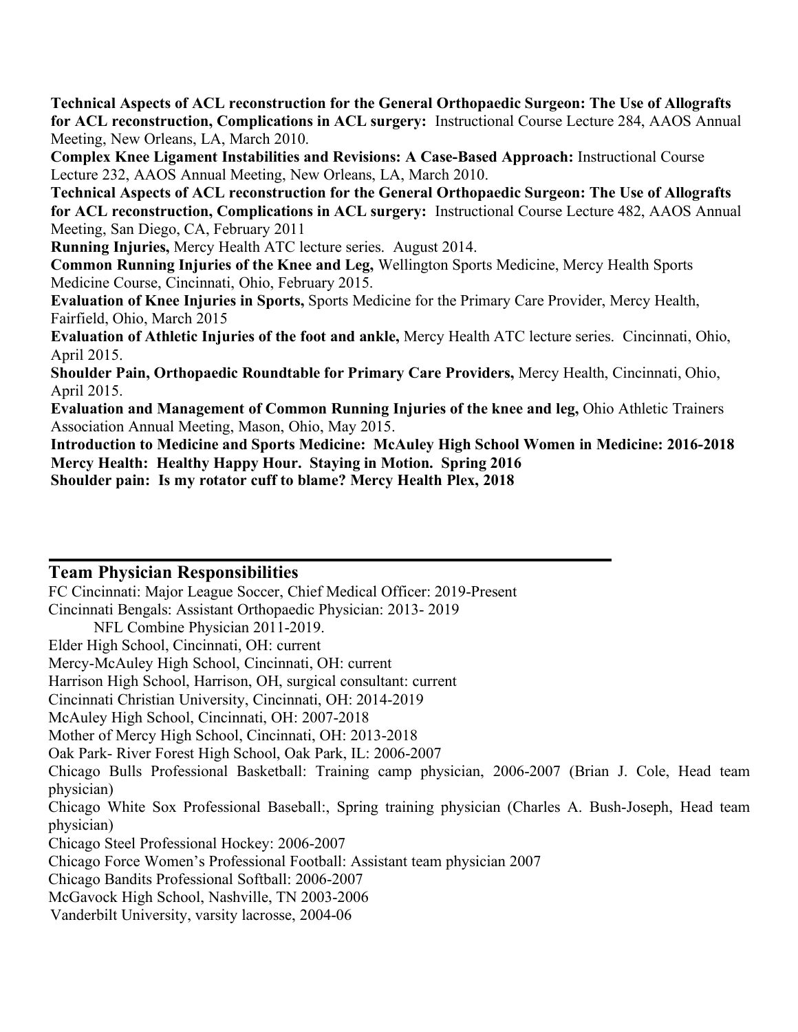**Technical Aspects of ACL reconstruction for the General Orthopaedic Surgeon: The Use of Allografts for ACL reconstruction, Complications in ACL surgery:** Instructional Course Lecture 284, AAOS Annual Meeting, New Orleans, LA, March 2010.

**Complex Knee Ligament Instabilities and Revisions: A Case-Based Approach:** Instructional Course Lecture 232, AAOS Annual Meeting, New Orleans, LA, March 2010.

**Technical Aspects of ACL reconstruction for the General Orthopaedic Surgeon: The Use of Allografts for ACL reconstruction, Complications in ACL surgery:** Instructional Course Lecture 482, AAOS Annual Meeting, San Diego, CA, February 2011

**Running Injuries,** Mercy Health ATC lecture series. August 2014.

**Common Running Injuries of the Knee and Leg,** Wellington Sports Medicine, Mercy Health Sports Medicine Course, Cincinnati, Ohio, February 2015.

**Evaluation of Knee Injuries in Sports,** Sports Medicine for the Primary Care Provider, Mercy Health, Fairfield, Ohio, March 2015

**Evaluation of Athletic Injuries of the foot and ankle,** Mercy Health ATC lecture series. Cincinnati, Ohio, April 2015.

**Shoulder Pain, Orthopaedic Roundtable for Primary Care Providers,** Mercy Health, Cincinnati, Ohio, April 2015.

**Evaluation and Management of Common Running Injuries of the knee and leg,** Ohio Athletic Trainers Association Annual Meeting, Mason, Ohio, May 2015.

**Introduction to Medicine and Sports Medicine: McAuley High School Women in Medicine: 2016-2018**

**Mercy Health: Healthy Happy Hour. Staying in Motion. Spring 2016**

**Shoulder pain: Is my rotator cuff to blame? Mercy Health Plex, 2018**

## Team Physician Responsibilities

FC Cincinnati: Major League Soccer, Chief Medical Officer: 2019-Present

Cincinnati Bengals: Assistant Orthopaedic Physician: 2013- 2019

NFL Combine Physician 2011-2019.

Elder High School, Cincinnati, OH: current

Mercy-McAuley High School, Cincinnati, OH: current

Harrison High School, Harrison, OH, surgical consultant: current

Cincinnati Christian University, Cincinnati, OH: 2014-2019

McAuley High School, Cincinnati, OH: 2007-2018

Mother of Mercy High School, Cincinnati, OH: 2013-2018

Oak Park- River Forest High School, Oak Park, IL: 2006-2007

Chicago Bulls Professional Basketball: Training camp physician, 2006-2007 (Brian J. Cole, Head team physician)

Chicago White Sox Professional Baseball:, Spring training physician (Charles A. Bush-Joseph, Head team physician)

Chicago Steel Professional Hockey: 2006-2007

Chicago Force Women's Professional Football: Assistant team physician 2007

Chicago Bandits Professional Softball: 2006-2007

McGavock High School, Nashville, TN 2003-2006

Vanderbilt University, varsity lacrosse, 2004-06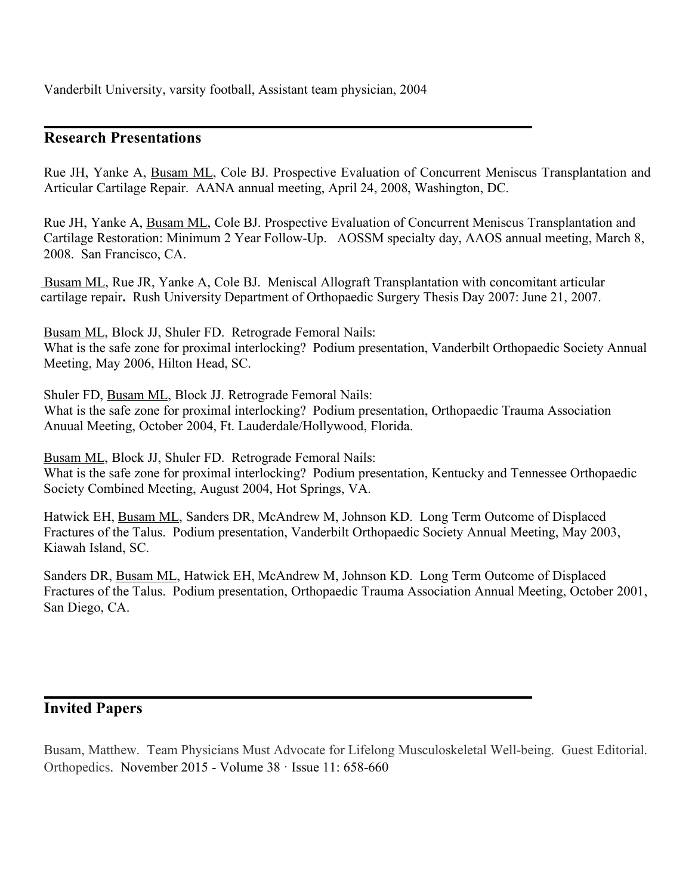Vanderbilt University, varsity football, Assistant team physician, 2004

## Research Presentations

Rue JH, Yanke A, Busam ML, Cole BJ. Prospective Evaluation of Concurrent Meniscus Transplantation and Articular Cartilage Repair. AANA annual meeting, April 24, 2008, Washington, DC.

Rue JH, Yanke A, Busam ML, Cole BJ. Prospective Evaluation of Concurrent Meniscus Transplantation and Cartilage Restoration: Minimum 2 Year Follow-Up. AOSSM specialty day, AAOS annual meeting, March 8, 2008. San Francisco, CA.

Busam ML, Rue JR, Yanke A, Cole BJ. Meniscal Allograft Transplantation with concomitant articular cartilage repair**.** Rush University Department of Orthopaedic Surgery Thesis Day 2007: June 21, 2007.

Busam ML, Block JJ, Shuler FD. Retrograde Femoral Nails: What is the safe zone for proximal interlocking? Podium presentation, Vanderbilt Orthopaedic Society Annual Meeting, May 2006, Hilton Head, SC.

Shuler FD, Busam ML, Block JJ. Retrograde Femoral Nails: What is the safe zone for proximal interlocking? Podium presentation, Orthopaedic Trauma Association Anuual Meeting, October 2004, Ft. Lauderdale/Hollywood, Florida.

Busam ML, Block JJ, Shuler FD. Retrograde Femoral Nails: What is the safe zone for proximal interlocking? Podium presentation, Kentucky and Tennessee Orthopaedic Society Combined Meeting, August 2004, Hot Springs, VA.

Hatwick EH, Busam ML, Sanders DR, McAndrew M, Johnson KD. Long Term Outcome of Displaced Fractures of the Talus. Podium presentation, Vanderbilt Orthopaedic Society Annual Meeting, May 2003, Kiawah Island, SC.

Sanders DR, Busam ML, Hatwick EH, McAndrew M, Johnson KD. Long Term Outcome of Displaced Fractures of the Talus. Podium presentation, Orthopaedic Trauma Association Annual Meeting, October 2001, San Diego, CA.

## Invited Papers

Busam, Matthew. Team Physicians Must Advocate for Lifelong Musculoskeletal Well-being. Guest Editorial. Orthopedics. November 2015 - Volume 38 · Issue 11: 658-660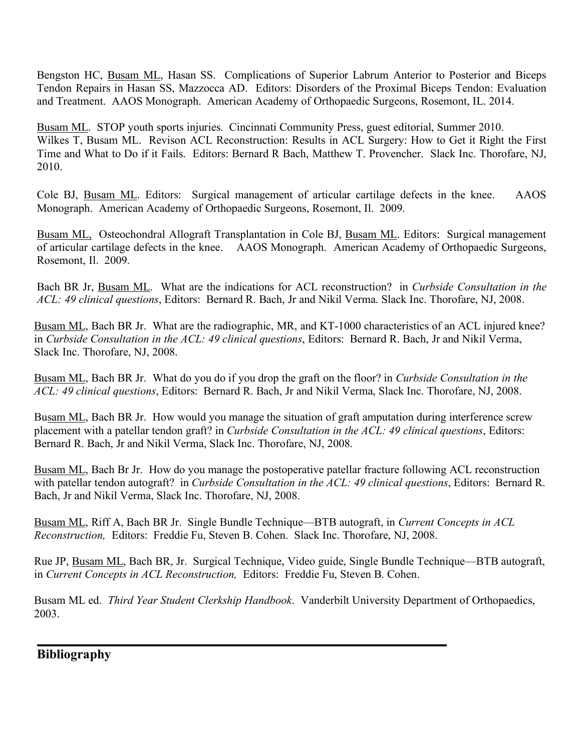Bengston HC, Busam ML, Hasan SS. Complications of Superior Labrum Anterior to Posterior and Biceps Tendon Repairs in Hasan SS, Mazzocca AD. Editors: Disorders of the Proximal Biceps Tendon: Evaluation and Treatment. AAOS Monograph. American Academy of Orthopaedic Surgeons, Rosemont, IL. 2014.

Busam ML. STOP youth sports injuries. Cincinnati Community Press, guest editorial, Summer 2010.
Wilkes T, Busam ML. Revison ACL Reconstruction: Results in ACL Surgery: How to Get it Right the First Time and What to Do if it Fails. Editors: Bernard R Bach, Matthew T. Provencher. Slack Inc. Thorofare, NJ, 2010.

Cole BJ, Busam ML. Editors: Surgical management of articular cartilage defects in the knee. AAOS Monograph. American Academy of Orthopaedic Surgeons, Rosemont, Il. 2009.

Busam ML, Osteochondral Allograft Transplantation in Cole BJ, Busam ML. Editors: Surgical management of articular cartilage defects in the knee. AAOS Monograph. American Academy of Orthopaedic Surgeons, Rosemont, Il. 2009.

Bach BR Jr, Busam ML. What are the indications for ACL reconstruction? in *Curbside Consultation in the ACL: 49 clinical questions*, Editors: Bernard R. Bach, Jr and Nikil Verma. Slack Inc. Thorofare, NJ, 2008.

Busam ML, Bach BR Jr. What are the radiographic, MR, and KT-1000 characteristics of an ACL injured knee? in *Curbside Consultation in the ACL: 49 clinical questions*, Editors: Bernard R. Bach, Jr and Nikil Verma, Slack Inc. Thorofare, NJ, 2008.

Busam ML, Bach BR Jr. What do you do if you drop the graft on the floor? in *Curbside Consultation in the ACL: 49 clinical questions*, Editors: Bernard R. Bach, Jr and Nikil Verma, Slack Inc. Thorofare, NJ, 2008.

Busam ML, Bach BR Jr. How would you manage the situation of graft amputation during interference screw placement with a patellar tendon graft? in *Curbside Consultation in the ACL: 49 clinical questions*, Editors: Bernard R. Bach, Jr and Nikil Verma, Slack Inc. Thorofare, NJ, 2008.

Busam ML, Bach Br Jr. How do you manage the postoperative patellar fracture following ACL reconstruction with patellar tendon autograft? in *Curbside Consultation in the ACL: 49 clinical questions*, Editors: Bernard R. Bach, Jr and Nikil Verma, Slack Inc. Thorofare, NJ, 2008.

Busam ML, Riff A, Bach BR Jr. Single Bundle Technique—BTB autograft, in *Current Concepts in ACL Reconstruction,* Editors: Freddie Fu, Steven B. Cohen. Slack Inc. Thorofare, NJ, 2008.

Rue JP, Busam ML, Bach BR, Jr. Surgical Technique, Video guide, Single Bundle Technique—BTB autograft, in *Current Concepts in ACL Reconstruction,* Editors: Freddie Fu, Steven B. Cohen.

Busam ML ed. *Third Year Student Clerkship Handbook*. Vanderbilt University Department of Orthopaedics, 2003.

## Bibliography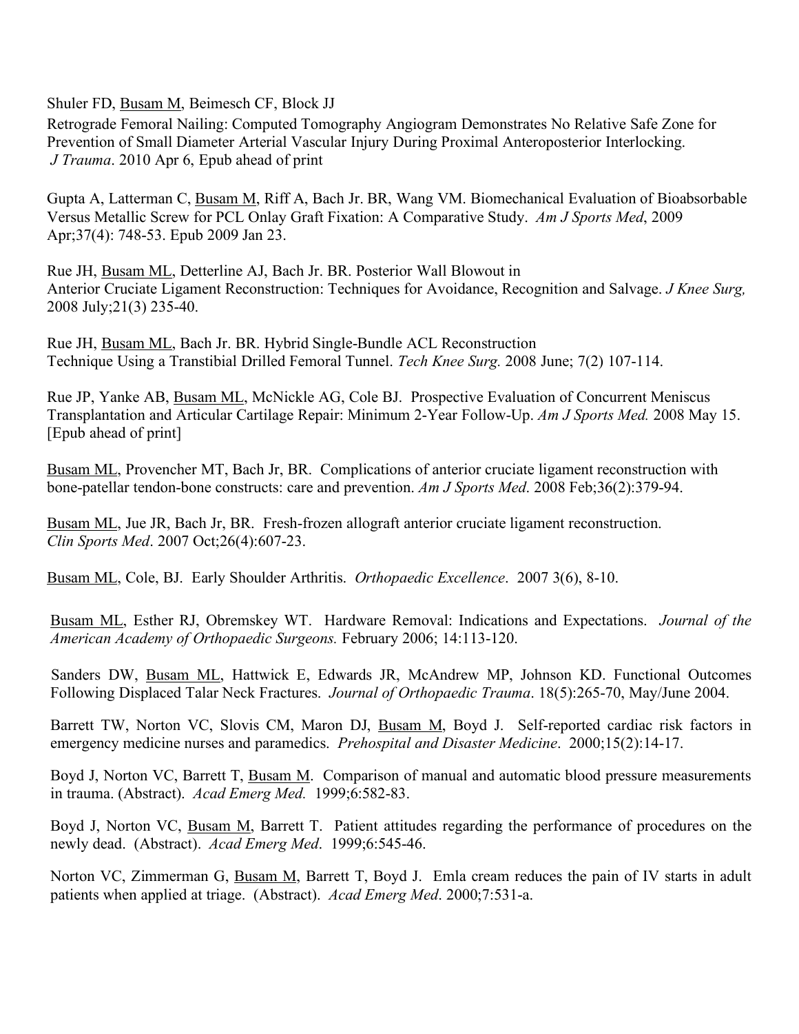Shuler FD, <u>Busam M</u>, Beimesch CF, Block JJ
Retrograde Femoral Nailing: Computed Tomography Angiogram Demonstrates No Relative Safe Zone for Prevention of Small Diameter Arterial Vascular Injury During Proximal Anteroposterior Interlocking. *J Trauma*. 2010 Apr 6, Epub ahead of print

Gupta A, Latterman C, <u>Busam M</u>, Riff A, Bach Jr. BR, Wang VM. Biomechanical Evaluation of Bioabsorbable Versus Metallic Screw for PCL Onlay Graft Fixation: A Comparative Study. *Am J Sports Med*, 2009 Apr;37(4): 748-53. Epub 2009 Jan 23.

Rue JH, <u>Busam ML</u>, Detterline AJ, Bach Jr. BR. Posterior Wall Blowout in Anterior Cruciate Ligament Reconstruction: Techniques for Avoidance, Recognition and Salvage. *J Knee Surg,* 2008 July;21(3) 235-40.

Rue JH, <u>Busam ML</u>, Bach Jr. BR. Hybrid Single-Bundle ACL Reconstruction Technique Using a Transtibial Drilled Femoral Tunnel. *Tech Knee Surg.* 2008 June; 7(2) 107-114.

Rue JP, Yanke AB, <u>Busam ML</u>, McNickle AG, Cole BJ. Prospective Evaluation of Concurrent Meniscus Transplantation and Articular Cartilage Repair: Minimum 2-Year Follow-Up. *Am J Sports Med.* 2008 May 15. [Epub ahead of print]

<u>Busam ML</u>, Provencher MT, Bach Jr, BR. Complications of anterior cruciate ligament reconstruction with bone-patellar tendon-bone constructs: care and prevention. *Am J Sports Med*. 2008 Feb;36(2):379-94.

<u>Busam ML</u>, Jue JR, Bach Jr, BR. Fresh-frozen allograft anterior cruciate ligament reconstruction. *Clin Sports Med*. 2007 Oct;26(4):607-23.

<u>Busam ML</u>, Cole, BJ. Early Shoulder Arthritis. *Orthopaedic Excellence*. 2007 3(6), 8-10.

<u>Busam ML</u>, Esther RJ, Obremskey WT. Hardware Removal: Indications and Expectations. *Journal of the American Academy of Orthopaedic Surgeons.* February 2006; 14:113-120.

Sanders DW, <u>Busam ML</u>, Hattwick E, Edwards JR, McAndrew MP, Johnson KD. Functional Outcomes Following Displaced Talar Neck Fractures. *Journal of Orthopaedic Trauma*. 18(5):265-70, May/June 2004.

Barrett TW, Norton VC, Slovis CM, Maron DJ, <u>Busam M</u>, Boyd J. Self-reported cardiac risk factors in emergency medicine nurses and paramedics. *Prehospital and Disaster Medicine*. 2000;15(2):14-17.

Boyd J, Norton VC, Barrett T, <u>Busam M</u>. Comparison of manual and automatic blood pressure measurements in trauma. (Abstract). *Acad Emerg Med.* 1999;6:582-83.

Boyd J, Norton VC, <u>Busam M</u>, Barrett T. Patient attitudes regarding the performance of procedures on the newly dead. (Abstract). *Acad Emerg Med*. 1999;6:545-46.

Norton VC, Zimmerman G, <u>Busam M</u>, Barrett T, Boyd J. Emla cream reduces the pain of IV starts in adult patients when applied at triage. (Abstract). *Acad Emerg Med*. 2000;7:531-a.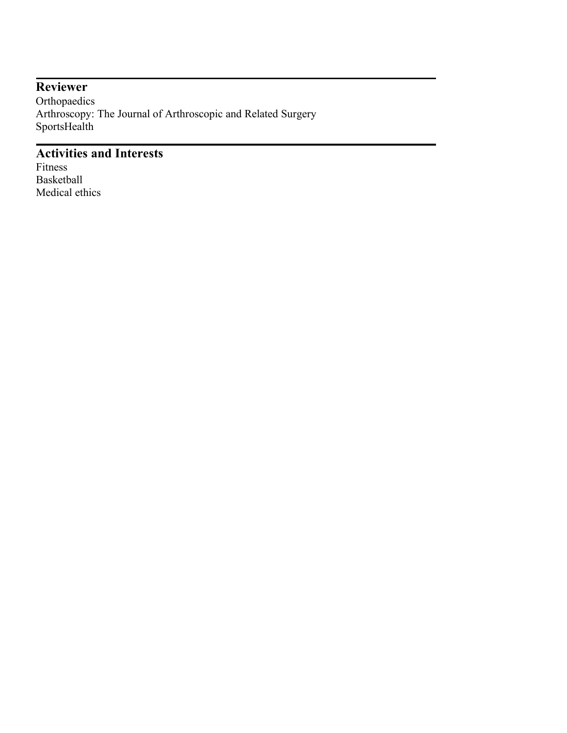## Reviewer

Orthopaedics
Arthroscopy: The Journal of Arthroscopic and Related Surgery
SportsHealth

## Activities and Interests

Fitness
Basketball
Medical ethics